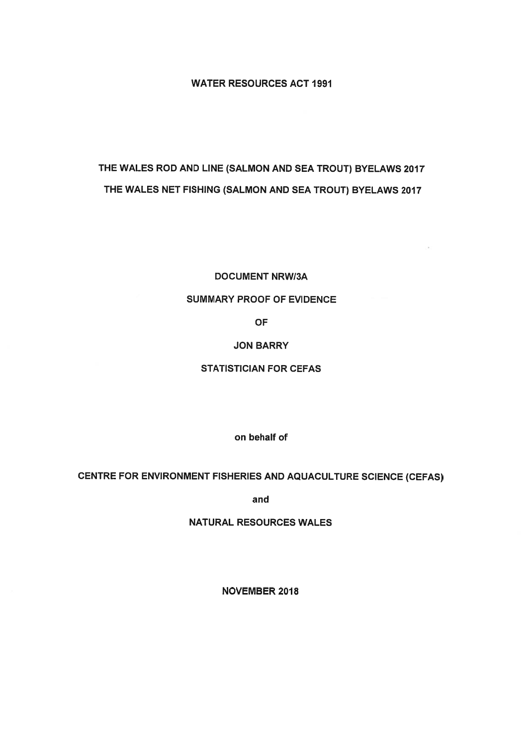**WATER RESOURCES ACT 1991**

**THE WALES ROD AND LINE (SALMON AND SEA TROUT) BYELAWS 2017**

**THE WALES NET FISHING (SALMON AND SEA TROUT) BYELAWS 2017**

**DOCUMENT NRW/3A**

**SUMMARY PROOF OF EVIDENCE**

**OF**

**JON BARRY**

**STATISTICIAN FOR CEFAS**

**on behalf of**

**CENTRE FOR ENVIRONMENT FISHERIES AND AQUACULTURE SCIENCE (CEFAS)**

**and**

**NATURAL RESOURCES WALES**

**NOVEMBER 2018**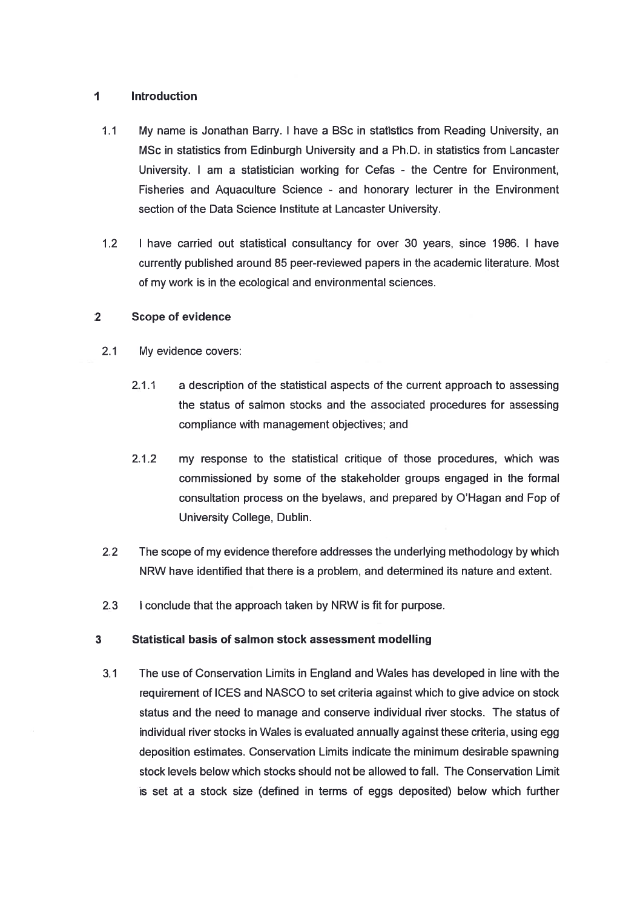## 1 Introduction

1.1 My name is Jonathan Barry. I have a BSc in statistics from Reading University, an MSc in statistics from Edinburgh University and a Ph.D. in statistics from Lancaster University. I am a statistician working for Cefas - the Centre for Environment, Fisheries and Aquaculture Science - and honorary lecturer in the Environment section of the Data Science Institute at Lancaster University.

1.2 I have carried out statistical consultancy for over 30 years, since 1986. I have currently published around 85 peer-reviewed papers in the academic literature. Most of my work is in the ecological and environmental sciences.

## 2 Scope of evidence

2.1 My evidence covers:

2.1.1 a description of the statistical aspects of the current approach to assessing the status of salmon stocks and the associated procedures for assessing compliance with management objectives; and

2.1.2 my response to the statistical critique of those procedures, which was commissioned by some of the stakeholder groups engaged in the formal consultation process on the byelaws, and prepared by O'Hagan and Fop of University College, Dublin.

2.2 The scope of my evidence therefore addresses the underlying methodology by which NRW have identified that there is a problem, and determined its nature and extent.

2.3 I conclude that the approach taken by NRW is fit for purpose.

## 3 Statistical basis of salmon stock assessment modelling

3.1 The use of Conservation Limits in England and Wales has developed in line with the requirement of ICES and NASCO to set criteria against which to give advice on stock status and the need to manage and conserve individual river stocks. The status of individual river stocks in Wales is evaluated annually against these criteria, using egg deposition estimates. Conservation Limits indicate the minimum desirable spawning stock levels below which stocks should not be allowed to fall. The Conservation Limit is set at a stock size (defined in terms of eggs deposited) below which further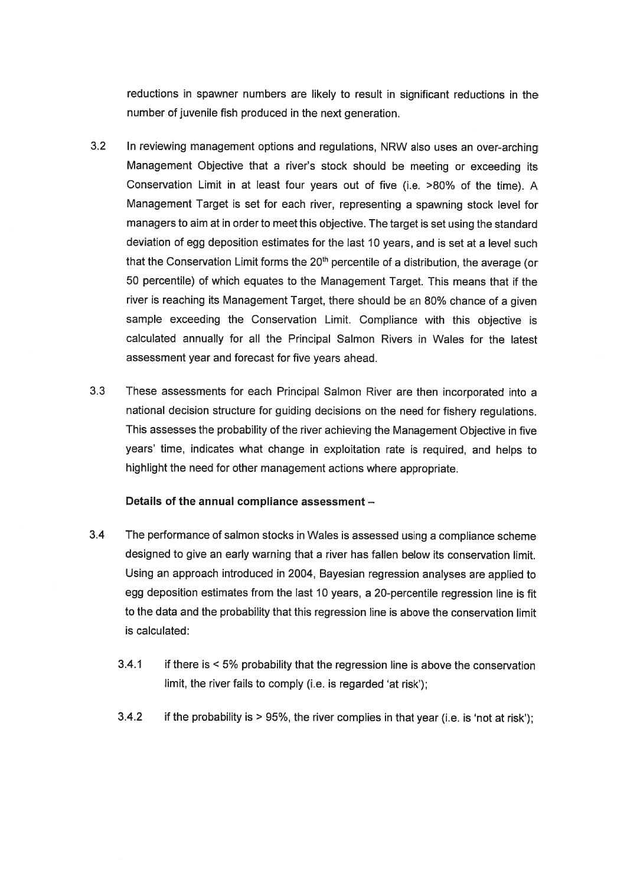reductions in spawner numbers are likely to result in significant reductions in the number of juvenile fish produced in the next generation.

3.2 In reviewing management options and regulations, NRW also uses an over-arching Management Objective that a river's stock should be meeting or exceeding its Conservation Limit in at least four years out of five (i.e. >80% of the time). A Management Target is set for each river, representing a spawning stock level for managers to aim at in order to meet this objective. The target is set using the standard deviation of egg deposition estimates for the last 10 years, and is set at a level such that the Conservation Limit forms the 20th percentile of a distribution, the average (or 50 percentile) of which equates to the Management Target. This means that if the river is reaching its Management Target, there should be an 80% chance of a given sample exceeding the Conservation Limit. Compliance with this objective is calculated annually for all the Principal Salmon Rivers in Wales for the latest assessment year and forecast for five years ahead.

3.3 These assessments for each Principal Salmon River are then incorporated into a national decision structure for guiding decisions on the need for fishery regulations. This assesses the probability of the river achieving the Management Objective in five years' time, indicates what change in exploitation rate is required, and helps to highlight the need for other management actions where appropriate.

**Details of the annual compliance assessment –**

3.4 The performance of salmon stocks in Wales is assessed using a compliance scheme designed to give an early warning that a river has fallen below its conservation limit. Using an approach introduced in 2004, Bayesian regression analyses are applied to egg deposition estimates from the last 10 years, a 20-percentile regression line is fit to the data and the probability that this regression line is above the conservation limit is calculated:

3.4.1 if there is < 5% probability that the regression line is above the conservation limit, the river fails to comply (i.e. is regarded 'at risk');

3.4.2 if the probability is > 95%, the river complies in that year (i.e. is 'not at risk');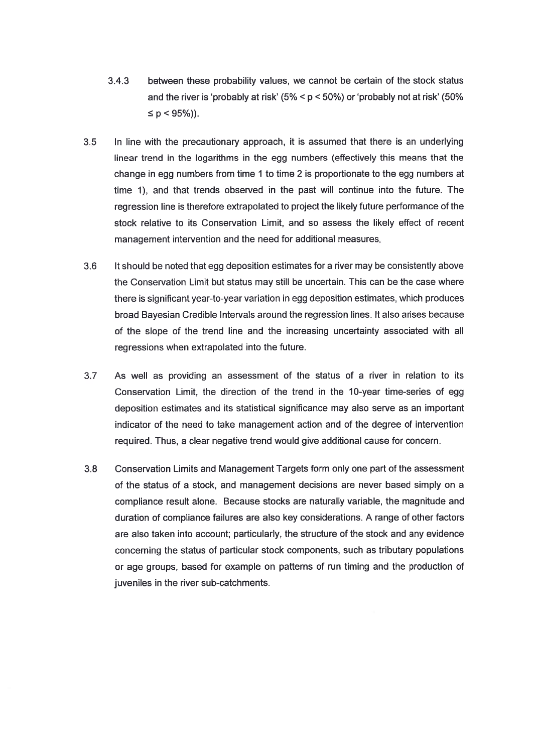3.4.3 between these probability values, we cannot be certain of the stock status and the river is 'probably at risk' ($5\% < p < 50\%$) or 'probably not at risk' ($50\% \leq p < 95\%$)).

3.5 In line with the precautionary approach, it is assumed that there is an underlying linear trend in the logarithms in the egg numbers (effectively this means that the change in egg numbers from time 1 to time 2 is proportionate to the egg numbers at time 1), and that trends observed in the past will continue into the future. The regression line is therefore extrapolated to project the likely future performance of the stock relative to its Conservation Limit, and so assess the likely effect of recent management intervention and the need for additional measures.

3.6 It should be noted that egg deposition estimates for a river may be consistently above the Conservation Limit but status may still be uncertain. This can be the case where there is significant year-to-year variation in egg deposition estimates, which produces broad Bayesian Credible Intervals around the regression lines. It also arises because of the slope of the trend line and the increasing uncertainty associated with all regressions when extrapolated into the future.

3.7 As well as providing an assessment of the status of a river in relation to its Conservation Limit, the direction of the trend in the 10-year time-series of egg deposition estimates and its statistical significance may also serve as an important indicator of the need to take management action and of the degree of intervention required. Thus, a clear negative trend would give additional cause for concern.

3.8 Conservation Limits and Management Targets form only one part of the assessment of the status of a stock, and management decisions are never based simply on a compliance result alone. Because stocks are naturally variable, the magnitude and duration of compliance failures are also key considerations. A range of other factors are also taken into account; particularly, the structure of the stock and any evidence concerning the status of particular stock components, such as tributary populations or age groups, based for example on patterns of run timing and the production of juveniles in the river sub-catchments.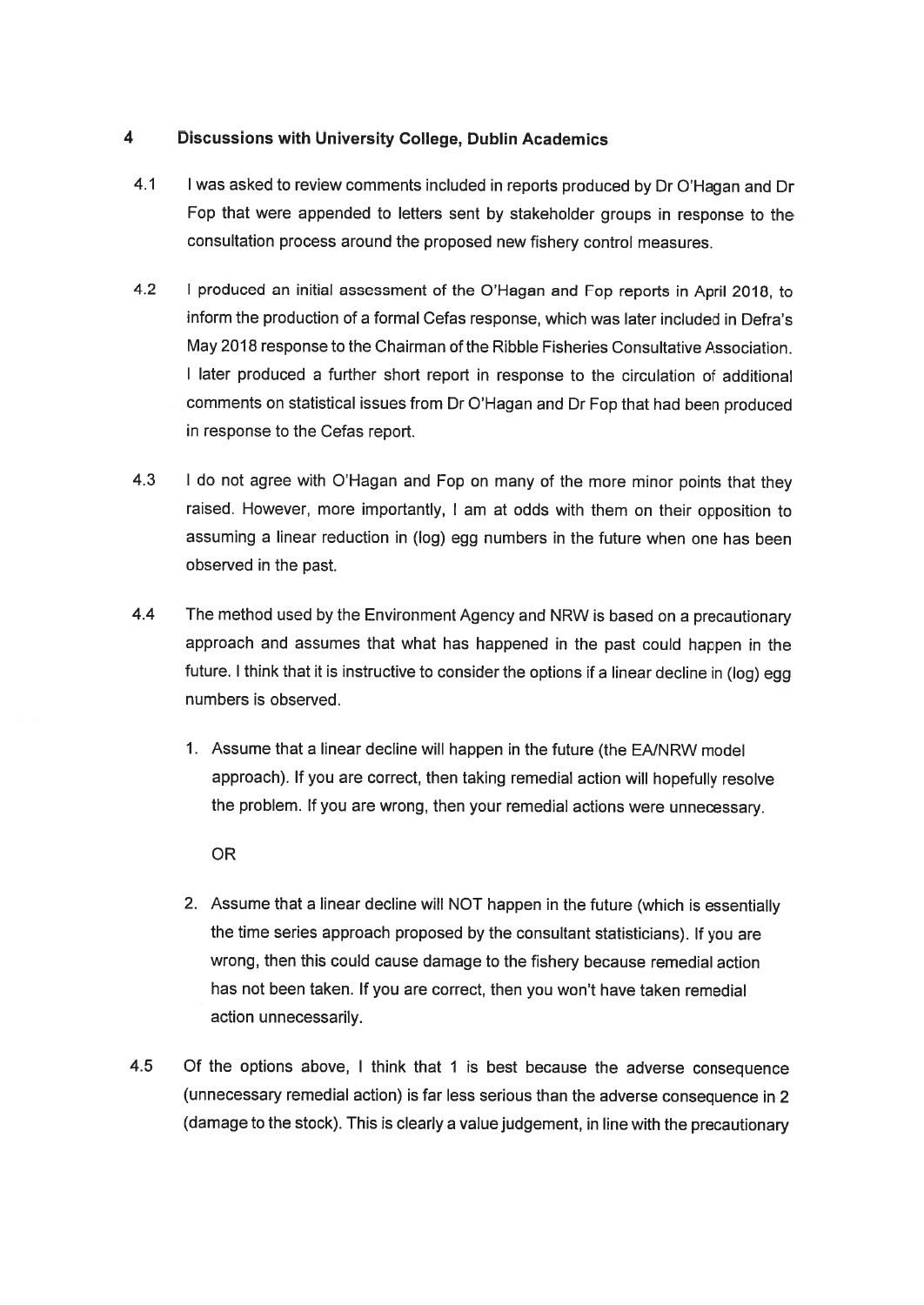## 4 Discussions with University College, Dublin Academics

4.1 I was asked to review comments included in reports produced by Dr O'Hagan and Dr Fop that were appended to letters sent by stakeholder groups in response to the consultation process around the proposed new fishery control measures.

4.2 I produced an initial assessment of the O'Hagan and Fop reports in April 2018, to inform the production of a formal Cefas response, which was later included in Defra's May 2018 response to the Chairman of the Ribble Fisheries Consultative Association. I later produced a further short report in response to the circulation of additional comments on statistical issues from Dr O'Hagan and Dr Fop that had been produced in response to the Cefas report.

4.3 I do not agree with O'Hagan and Fop on many of the more minor points that they raised. However, more importantly, I am at odds with them on their opposition to assuming a linear reduction in (log) egg numbers in the future when one has been observed in the past.

4.4 The method used by the Environment Agency and NRW is based on a precautionary approach and assumes that what has happened in the past could happen in the future. I think that it is instructive to consider the options if a linear decline in (log) egg numbers is observed.

1. Assume that a linear decline will happen in the future (the EA/NRW model approach). If you are correct, then taking remedial action will hopefully resolve the problem. If you are wrong, then your remedial actions were unnecessary.

   OR

2. Assume that a linear decline will NOT happen in the future (which is essentially the time series approach proposed by the consultant statisticians). If you are wrong, then this could cause damage to the fishery because remedial action has not been taken. If you are correct, then you won't have taken remedial action unnecessarily.

4.5 Of the options above, I think that 1 is best because the adverse consequence (unnecessary remedial action) is far less serious than the adverse consequence in 2 (damage to the stock). This is clearly a value judgement, in line with the precautionary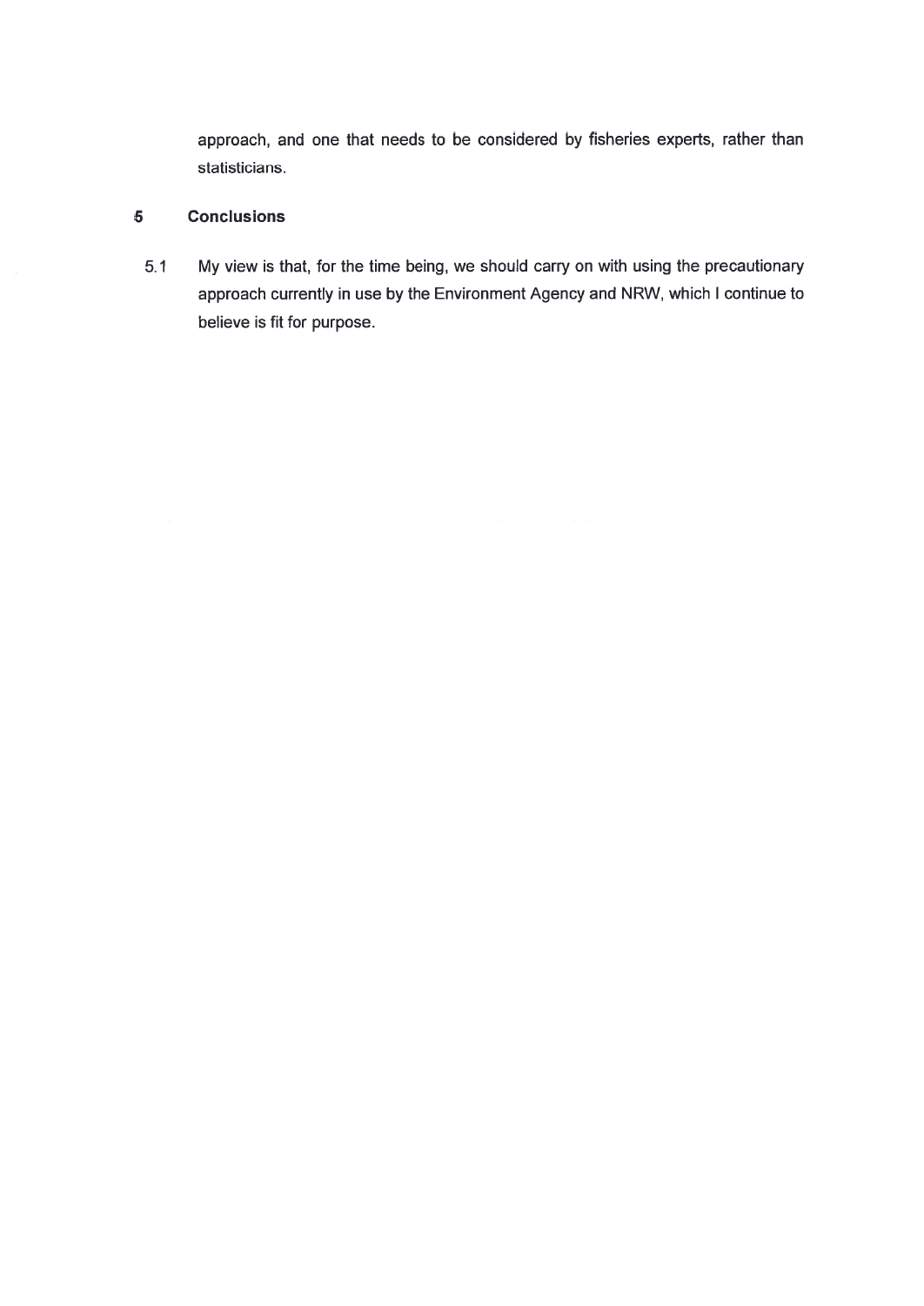approach, and one that needs to be considered by fisheries experts, rather than statisticians.

## 5 Conclusions

5.1 My view is that, for the time being, we should carry on with using the precautionary approach currently in use by the Environment Agency and NRW, which I continue to believe is fit for purpose.